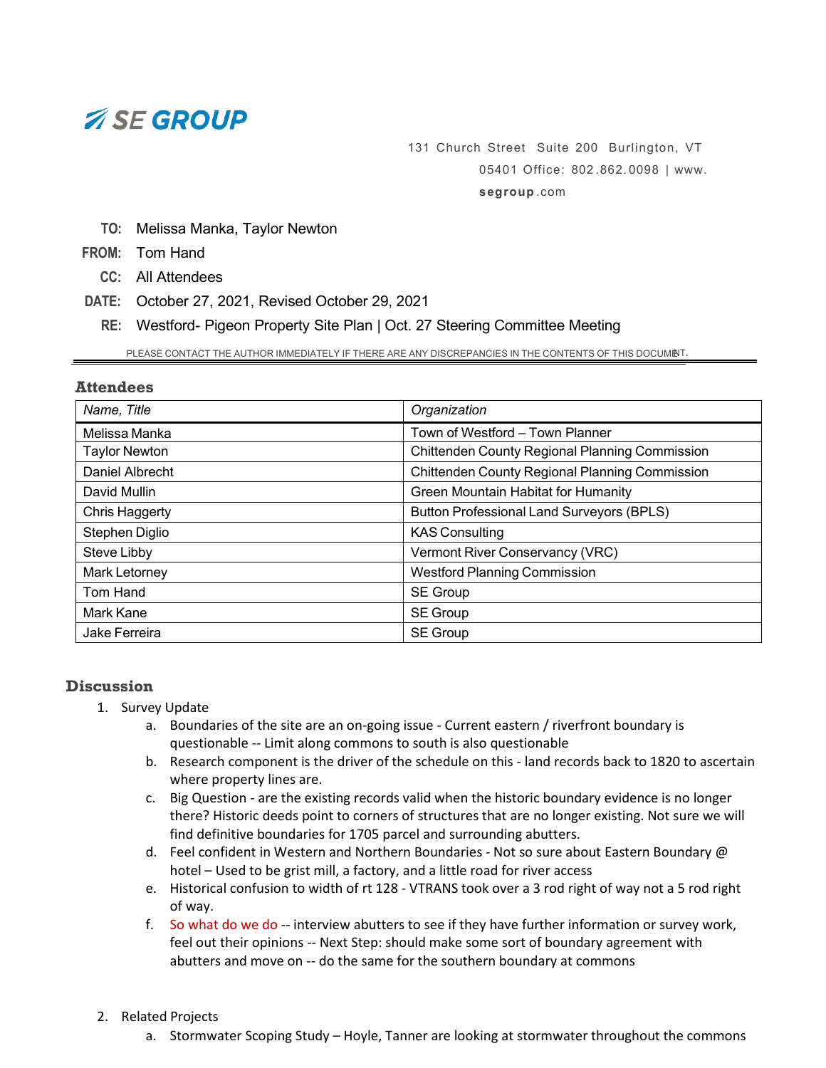# SE GROUP

131 Church Street Suite 200 Burlington, VT 05401 Office: 802.862.0098 | www.segroup.com

**TO:** Melissa Manka, Taylor Newton

**FROM:** Tom Hand

**CC:** All Attendees

**DATE:** October 27, 2021, Revised October 29, 2021

**RE:** Westford- Pigeon Property Site Plan | Oct. 27 Steering Committee Meeting

PLEASE CONTACT THE AUTHOR IMMEDIATELY IF THERE ARE ANY DISCREPANCIES IN THE CONTENTS OF THIS DOCUMENT.

## Attendees

| *Name, Title* | *Organization* |
|---|---|
| Melissa Manka | Town of Westford – Town Planner |
| Taylor Newton | Chittenden County Regional Planning Commission |
| Daniel Albrecht | Chittenden County Regional Planning Commission |
| David Mullin | Green Mountain Habitat for Humanity |
| Chris Haggerty | Button Professional Land Surveyors (BPLS) |
| Stephen Diglio | KAS Consulting |
| Steve Libby | Vermont River Conservancy (VRC) |
| Mark Letorney | Westford Planning Commission |
| Tom Hand | SE Group |
| Mark Kane | SE Group |
| Jake Ferreira | SE Group |

## Discussion

1. Survey Update
   a. Boundaries of the site are an on-going issue - Current eastern / riverfront boundary is questionable -- Limit along commons to south is also questionable
   b. Research component is the driver of the schedule on this - land records back to 1820 to ascertain where property lines are.
   c. Big Question - are the existing records valid when the historic boundary evidence is no longer there? Historic deeds point to corners of structures that are no longer existing. Not sure we will find definitive boundaries for 1705 parcel and surrounding abutters.
   d. Feel confident in Western and Northern Boundaries - Not so sure about Eastern Boundary @ hotel – Used to be grist mill, a factory, and a little road for river access
   e. Historical confusion to width of rt 128 - VTRANS took over a 3 rod right of way not a 5 rod right of way.
   f. So what do we do -- interview abutters to see if they have further information or survey work, feel out their opinions -- Next Step: should make some sort of boundary agreement with abutters and move on -- do the same for the southern boundary at commons

2. Related Projects
   a. Stormwater Scoping Study – Hoyle, Tanner are looking at stormwater throughout the commons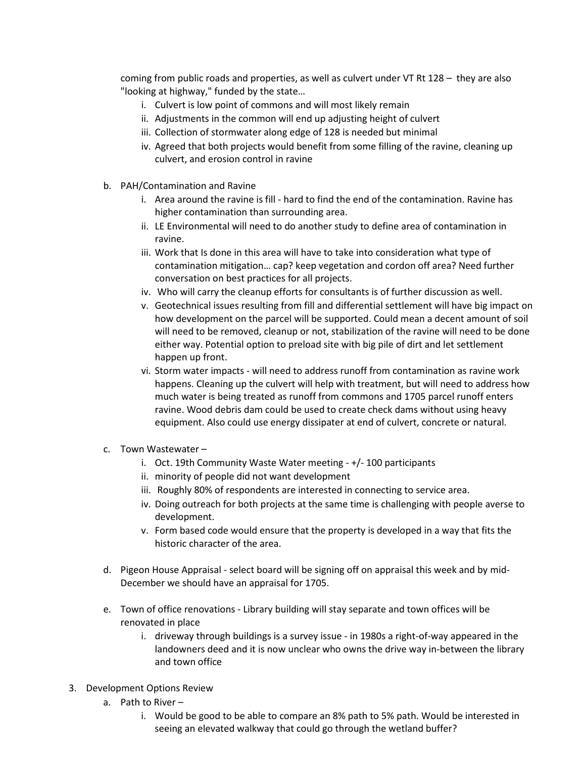coming from public roads and properties, as well as culvert under VT Rt 128 – they are also "looking at highway," funded by the state…

   i. Culvert is low point of commons and will most likely remain
   ii. Adjustments in the common will end up adjusting height of culvert
   iii. Collection of stormwater along edge of 128 is needed but minimal
   iv. Agreed that both projects would benefit from some filling of the ravine, cleaning up culvert, and erosion control in ravine

b. PAH/Contamination and Ravine
   i. Area around the ravine is fill - hard to find the end of the contamination. Ravine has higher contamination than surrounding area.
   ii. LE Environmental will need to do another study to define area of contamination in ravine.
   iii. Work that Is done in this area will have to take into consideration what type of contamination mitigation… cap? keep vegetation and cordon off area? Need further conversation on best practices for all projects.
   iv. Who will carry the cleanup efforts for consultants is of further discussion as well.
   v. Geotechnical issues resulting from fill and differential settlement will have big impact on how development on the parcel will be supported. Could mean a decent amount of soil will need to be removed, cleanup or not, stabilization of the ravine will need to be done either way. Potential option to preload site with big pile of dirt and let settlement happen up front.
   vi. Storm water impacts - will need to address runoff from contamination as ravine work happens. Cleaning up the culvert will help with treatment, but will need to address how much water is being treated as runoff from commons and 1705 parcel runoff enters ravine. Wood debris dam could be used to create check dams without using heavy equipment. Also could use energy dissipater at end of culvert, concrete or natural.

c. Town Wastewater –
   i. Oct. 19th Community Waste Water meeting - +/- 100 participants
   ii. minority of people did not want development
   iii. Roughly 80% of respondents are interested in connecting to service area.
   iv. Doing outreach for both projects at the same time is challenging with people averse to development.
   v. Form based code would ensure that the property is developed in a way that fits the historic character of the area.

d. Pigeon House Appraisal - select board will be signing off on appraisal this week and by mid-December we should have an appraisal for 1705.

e. Town of office renovations - Library building will stay separate and town offices will be renovated in place
   i. driveway through buildings is a survey issue - in 1980s a right-of-way appeared in the landowners deed and it is now unclear who owns the drive way in-between the library and town office

3. Development Options Review
   a. Path to River –
      i. Would be good to be able to compare an 8% path to 5% path. Would be interested in seeing an elevated walkway that could go through the wetland buffer?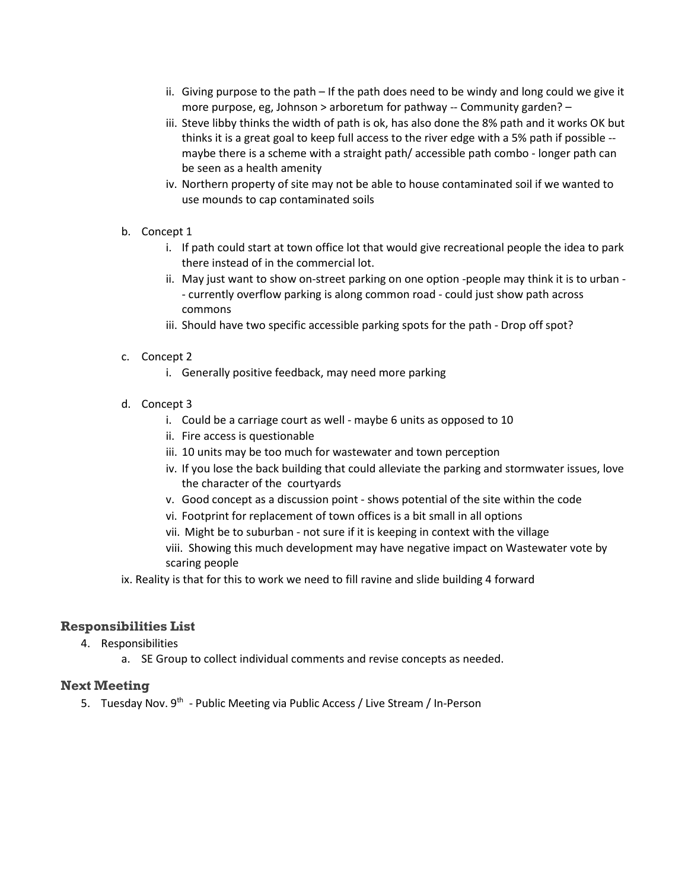- ii. Giving purpose to the path – If the path does need to be windy and long could we give it more purpose, eg, Johnson > arboretum for pathway -- Community garden? –
   - iii. Steve libby thinks the width of path is ok, has also done the 8% path and it works OK but thinks it is a great goal to keep full access to the river edge with a 5% path if possible -- maybe there is a scheme with a straight path/ accessible path combo - longer path can be seen as a health amenity
   - iv. Northern property of site may not be able to house contaminated soil if we wanted to use mounds to cap contaminated soils

- b. Concept 1
   - i. If path could start at town office lot that would give recreational people the idea to park there instead of in the commercial lot.
   - ii. May just want to show on-street parking on one option -people may think it is to urban -- currently overflow parking is along common road - could just show path across commons
   - iii. Should have two specific accessible parking spots for the path - Drop off spot?

- c. Concept 2
   - i. Generally positive feedback, may need more parking

- d. Concept 3
   - i. Could be a carriage court as well - maybe 6 units as opposed to 10
   - ii. Fire access is questionable
   - iii. 10 units may be too much for wastewater and town perception
   - iv. If you lose the back building that could alleviate the parking and stormwater issues, love the character of the courtyards
   - v. Good concept as a discussion point - shows potential of the site within the code
   - vi. Footprint for replacement of town offices is a bit small in all options
   - vii. Might be to suburban - not sure if it is keeping in context with the village
   - viii. Showing this much development may have negative impact on Wastewater vote by scaring people
   - ix. Reality is that for this to work we need to fill ravine and slide building 4 forward

## Responsibilities List

4. Responsibilities
   - a. SE Group to collect individual comments and revise concepts as needed.

## Next Meeting

5. Tuesday Nov. 9th - Public Meeting via Public Access / Live Stream / In-Person